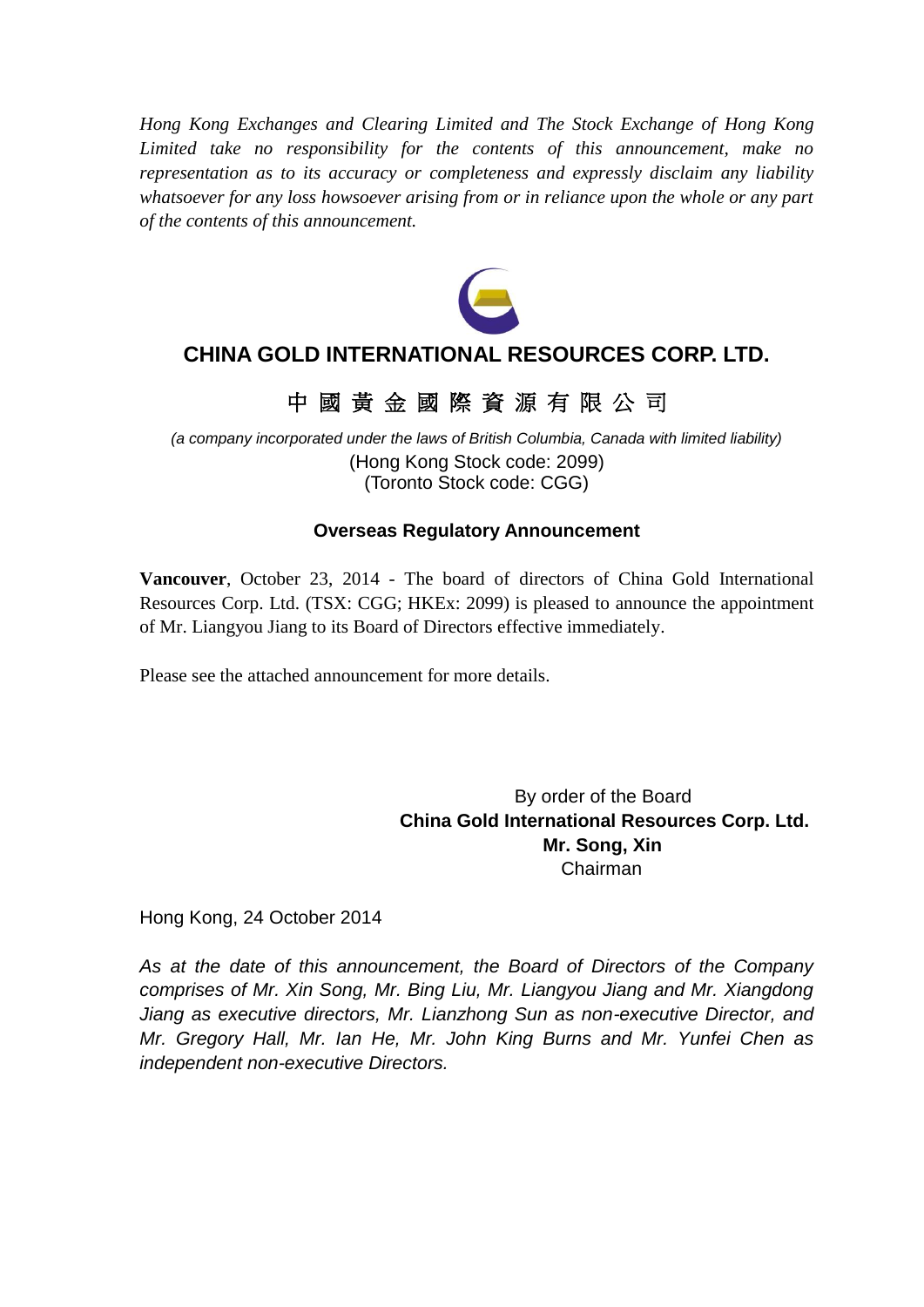*Hong Kong Exchanges and Clearing Limited and The Stock Exchange of Hong Kong Limited take no responsibility for the contents of this announcement, make no representation as to its accuracy or completeness and expressly disclaim any liability whatsoever for any loss howsoever arising from or in reliance upon the whole or any part of the contents of this announcement.*

# CHINA GOLD INTERNATIONAL RESOURCES CORP. LTD.

# 中 國 黃 金 國 際 資 源 有 限 公 司

*(a company incorporated under the laws of British Columbia, Canada with limited liability)*
(Hong Kong Stock code: 2099)
(Toronto Stock code: CGG)

**Overseas Regulatory Announcement**

**Vancouver**, October 23, 2014 - The board of directors of China Gold International Resources Corp. Ltd. (TSX: CGG; HKEx: 2099) is pleased to announce the appointment of Mr. Liangyou Jiang to its Board of Directors effective immediately.

Please see the attached announcement for more details.

By order of the Board
**China Gold International Resources Corp. Ltd.**
**Mr. Song, Xin**
Chairman

Hong Kong, 24 October 2014

*As at the date of this announcement, the Board of Directors of the Company comprises of Mr. Xin Song, Mr. Bing Liu, Mr. Liangyou Jiang and Mr. Xiangdong Jiang as executive directors, Mr. Lianzhong Sun as non-executive Director, and Mr. Gregory Hall, Mr. Ian He, Mr. John King Burns and Mr. Yunfei Chen as independent non-executive Directors.*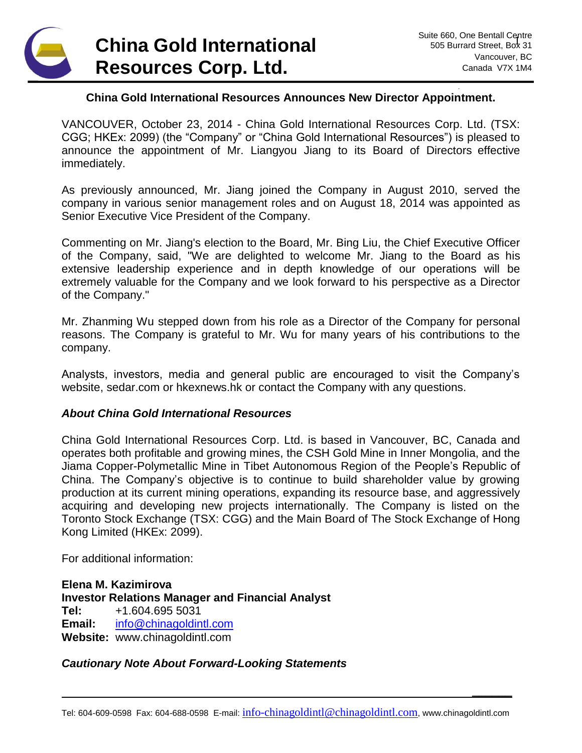# China Gold International Resources Corp. Ltd.

Suite 660, One Bentall Centre
505 Burrard Street, Box 31
Vancouver, BC
Canada V7X 1M4

## China Gold International Resources Announces New Director Appointment.

VANCOUVER, October 23, 2014 - China Gold International Resources Corp. Ltd. (TSX: CGG; HKEx: 2099) (the "Company" or "China Gold International Resources") is pleased to announce the appointment of Mr. Liangyou Jiang to its Board of Directors effective immediately.

As previously announced, Mr. Jiang joined the Company in August 2010, served the company in various senior management roles and on August 18, 2014 was appointed as Senior Executive Vice President of the Company.

Commenting on Mr. Jiang's election to the Board, Mr. Bing Liu, the Chief Executive Officer of the Company, said, "We are delighted to welcome Mr. Jiang to the Board as his extensive leadership experience and in depth knowledge of our operations will be extremely valuable for the Company and we look forward to his perspective as a Director of the Company."

Mr. Zhanming Wu stepped down from his role as a Director of the Company for personal reasons. The Company is grateful to Mr. Wu for many years of his contributions to the company.

Analysts, investors, media and general public are encouraged to visit the Company's website, sedar.com or hkexnews.hk or contact the Company with any questions.

### *About China Gold International Resources*

China Gold International Resources Corp. Ltd. is based in Vancouver, BC, Canada and operates both profitable and growing mines, the CSH Gold Mine in Inner Mongolia, and the Jiama Copper-Polymetallic Mine in Tibet Autonomous Region of the People's Republic of China. The Company's objective is to continue to build shareholder value by growing production at its current mining operations, expanding its resource base, and aggressively acquiring and developing new projects internationally. The Company is listed on the Toronto Stock Exchange (TSX: CGG) and the Main Board of The Stock Exchange of Hong Kong Limited (HKEx: 2099).

For additional information:

**Elena M. Kazimirova**
**Investor Relations Manager and Financial Analyst**
**Tel:** +1.604.695 5031
**Email:** info@chinagoldintl.com
**Website:** www.chinagoldintl.com

### *Cautionary Note About Forward-Looking Statements*

Tel: 604-609-0598 Fax: 604-688-0598 E-mail: info-chinagoldintl@chinagoldintl.com, www.chinagoldintl.com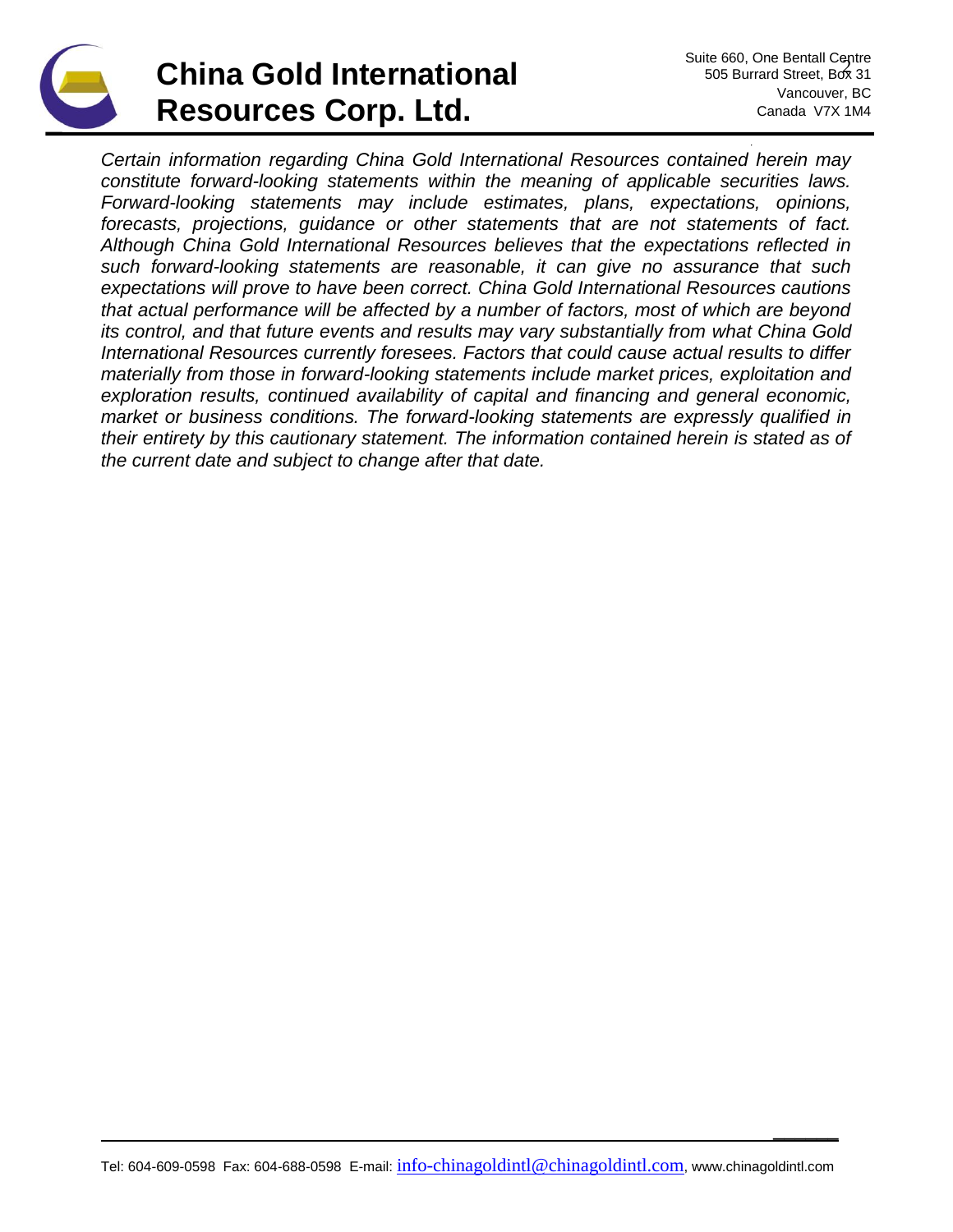*Certain information regarding China Gold International Resources contained herein may constitute forward-looking statements within the meaning of applicable securities laws. Forward-looking statements may include estimates, plans, expectations, opinions, forecasts, projections, guidance or other statements that are not statements of fact. Although China Gold International Resources believes that the expectations reflected in such forward-looking statements are reasonable, it can give no assurance that such expectations will prove to have been correct. China Gold International Resources cautions that actual performance will be affected by a number of factors, most of which are beyond its control, and that future events and results may vary substantially from what China Gold International Resources currently foresees. Factors that could cause actual results to differ materially from those in forward-looking statements include market prices, exploitation and exploration results, continued availability of capital and financing and general economic, market or business conditions. The forward-looking statements are expressly qualified in their entirety by this cautionary statement. The information contained herein is stated as of the current date and subject to change after that date.*